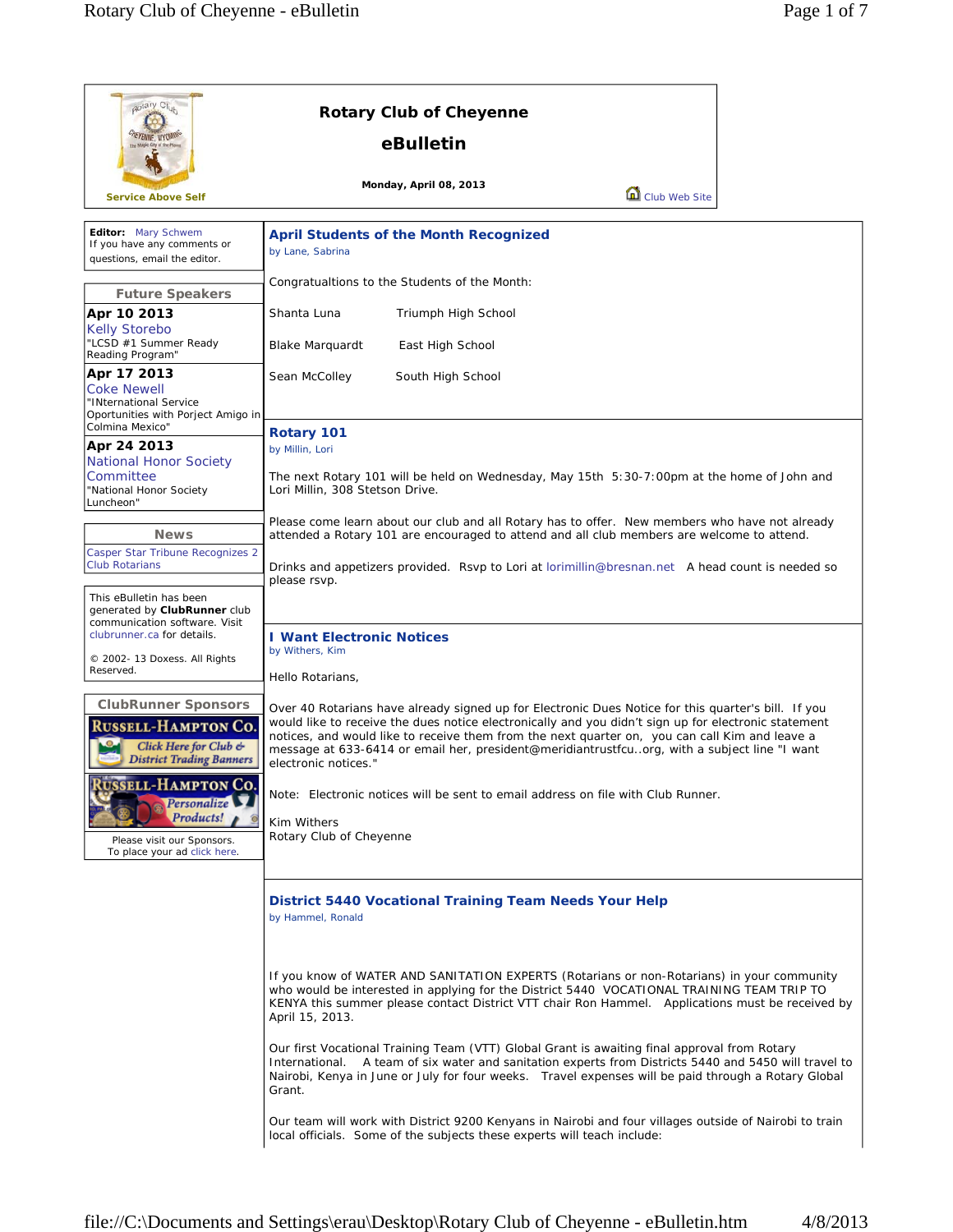# Rotary Club of Cheyenne

## eBulletin

Service Above Self

**Monday, April 08, 2013**

Club Web Site

**Editor:** Mary Schwem
If you have any comments or questions, email the editor.

### Future Speakers

**Apr 10 2013**
Kelly Storebo
"LCSD #1 Summer Ready Reading Program"

**Apr 17 2013**
Coke Newell
"INternational Service Oportunities with Porject Amigo in Colmina Mexico"

**Apr 24 2013**
National Honor Society Committee
"National Honor Society Luncheon"

### News

Casper Star Tribune Recognizes 2 Club Rotarians

This eBulletin has been generated by **ClubRunner** club communication software. Visit clubrunner.ca for details.

© 2002- 13 Doxess. All Rights Reserved.

### ClubRunner Sponsors

Russell-Hampton Co. Click Here for Club & District Trading Banners

Russell-Hampton Co. Personalize Products!

Please visit our Sponsors.
To place your ad click here.

---

## April Students of the Month Recognized

by Lane, Sabrina

Congratualtions to the Students of the Month:

| | |
|---|---|
| Shanta Luna | Triumph High School |
| Blake Marquardt | East High School |
| Sean McColley | South High School |

## Rotary 101

by Millin, Lori

The next Rotary 101 will be held on Wednesday, May 15th 5:30-7:00pm at the home of John and Lori Millin, 308 Stetson Drive.

Please come learn about our club and all Rotary has to offer. New members who have not already attended a Rotary 101 are encouraged to attend and all club members are welcome to attend.

Drinks and appetizers provided. Rsvp to Lori at lorimillin@bresnan.net A head count is needed so please rsvp.

## I Want Electronic Notices

by Withers, Kim

Hello Rotarians,

Over 40 Rotarians have already signed up for Electronic Dues Notice for this quarter's bill. If you would like to receive the dues notice electronically and you didn't sign up for electronic statement notices, and would like to receive them from the next quarter on, you can call Kim and leave a message at 633-6414 or email her, president@meridiantrustfcu..org, with a subject line "I want electronic notices."

Note: Electronic notices will be sent to email address on file with Club Runner.

Kim Withers
Rotary Club of Cheyenne

## District 5440 Vocational Training Team Needs Your Help

by Hammel, Ronald

If you know of WATER AND SANITATION EXPERTS (Rotarians or non-Rotarians) in your community who would be interested in applying for the District 5440 VOCATIONAL TRAINING TEAM TRIP TO KENYA this summer please contact District VTT chair Ron Hammel. Applications must be received by April 15, 2013.

Our first Vocational Training Team (VTT) Global Grant is awaiting final approval from Rotary International. A team of six water and sanitation experts from Districts 5440 and 5450 will travel to Nairobi, Kenya in June or July for four weeks. Travel expenses will be paid through a Rotary Global Grant.

Our team will work with District 9200 Kenyans in Nairobi and four villages outside of Nairobi to train local officials. Some of the subjects these experts will teach include: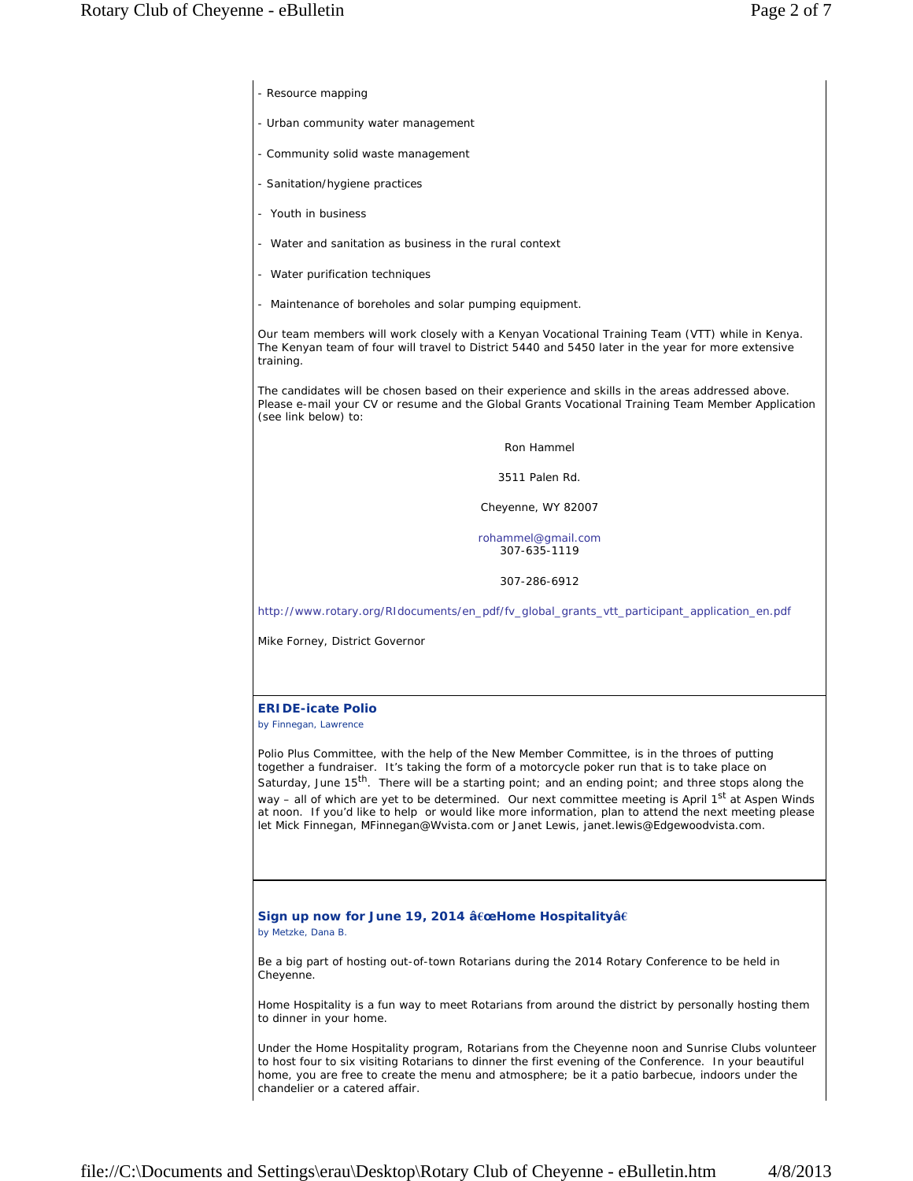- Resource mapping

- Urban community water management

- Community solid waste management

- Sanitation/hygiene practices

- Youth in business

- Water and sanitation as business in the rural context

- Water purification techniques

- Maintenance of boreholes and solar pumping equipment.

Our team members will work closely with a Kenyan Vocational Training Team (VTT) while in Kenya. The Kenyan team of four will travel to District 5440 and 5450 later in the year for more extensive training.

The candidates will be chosen based on their experience and skills in the areas addressed above. Please e-mail your CV or resume and the Global Grants Vocational Training Team Member Application (see link below) to:

Ron Hammel

3511 Palen Rd.

Cheyenne, WY 82007

rohammel@gmail.com
307-635-1119

307-286-6912

http://www.rotary.org/RIdocuments/en_pdf/fv_global_grants_vtt_participant_application_en.pdf

Mike Forney, District Governor

## ERIDE-icate Polio

by Finnegan, Lawrence

Polio Plus Committee, with the help of the New Member Committee, is in the throes of putting together a fundraiser. It's taking the form of a motorcycle poker run that is to take place on Saturday, June 15th. There will be a starting point; and an ending point; and three stops along the way – all of which are yet to be determined. Our next committee meeting is April 1st at Aspen Winds at noon. If you'd like to help or would like more information, plan to attend the next meeting please let Mick Finnegan, MFinnegan@Wvista.com or Janet Lewis, janet.lewis@Edgewoodvista.com.

## Sign up now for June 19, 2014 â€œHome Hospitalityâ€

by Metzke, Dana B.

Be a big part of hosting out-of-town Rotarians during the 2014 Rotary Conference to be held in Cheyenne.

Home Hospitality is a fun way to meet Rotarians from around the district by personally hosting them to dinner in your home.

Under the Home Hospitality program, Rotarians from the Cheyenne noon and Sunrise Clubs volunteer to host four to six visiting Rotarians to dinner the first evening of the Conference. In your beautiful home, you are free to create the menu and atmosphere; be it a patio barbecue, indoors under the chandelier or a catered affair.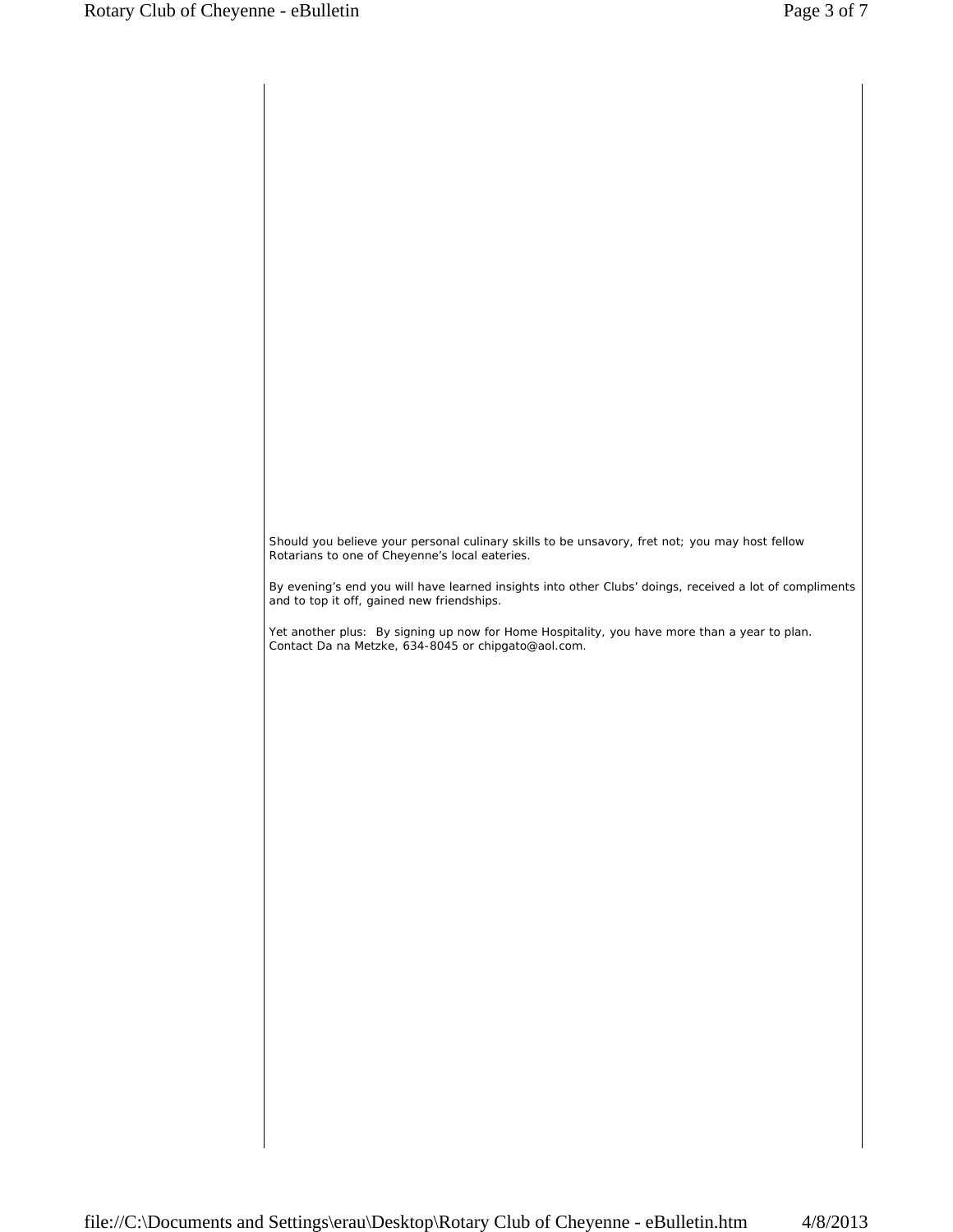Should you believe your personal culinary skills to be unsavory, fret not; you may host fellow Rotarians to one of Cheyenne's local eateries.

By evening's end you will have learned insights into other Clubs' doings, received a lot of compliments and to top it off, gained new friendships.

Yet another plus:  By signing up now for Home Hospitality, you have more than a year to plan. Contact Da na Metzke, 634-8045 or chipgato@aol.com.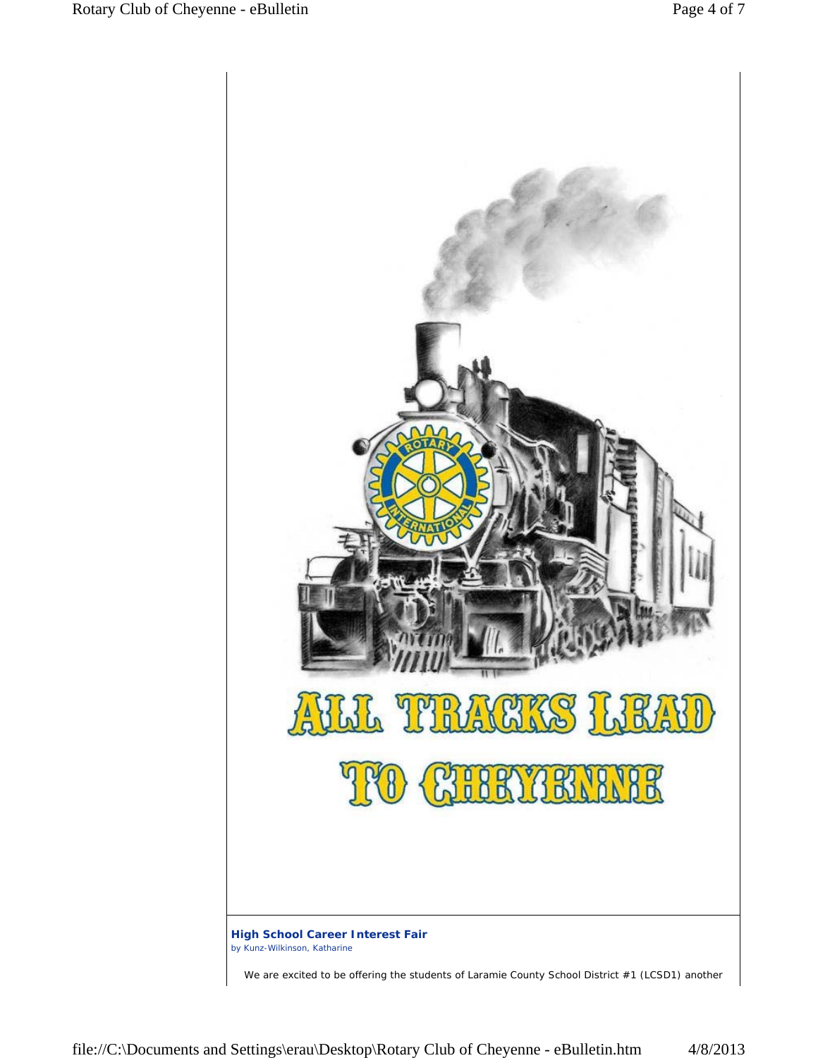ALL TRACKS LEAD TO CHEYENNE

**High School Career Interest Fair**

by Kunz-Wilkinson, Katharine

We are excited to be offering the students of Laramie County School District #1 (LCSD1) another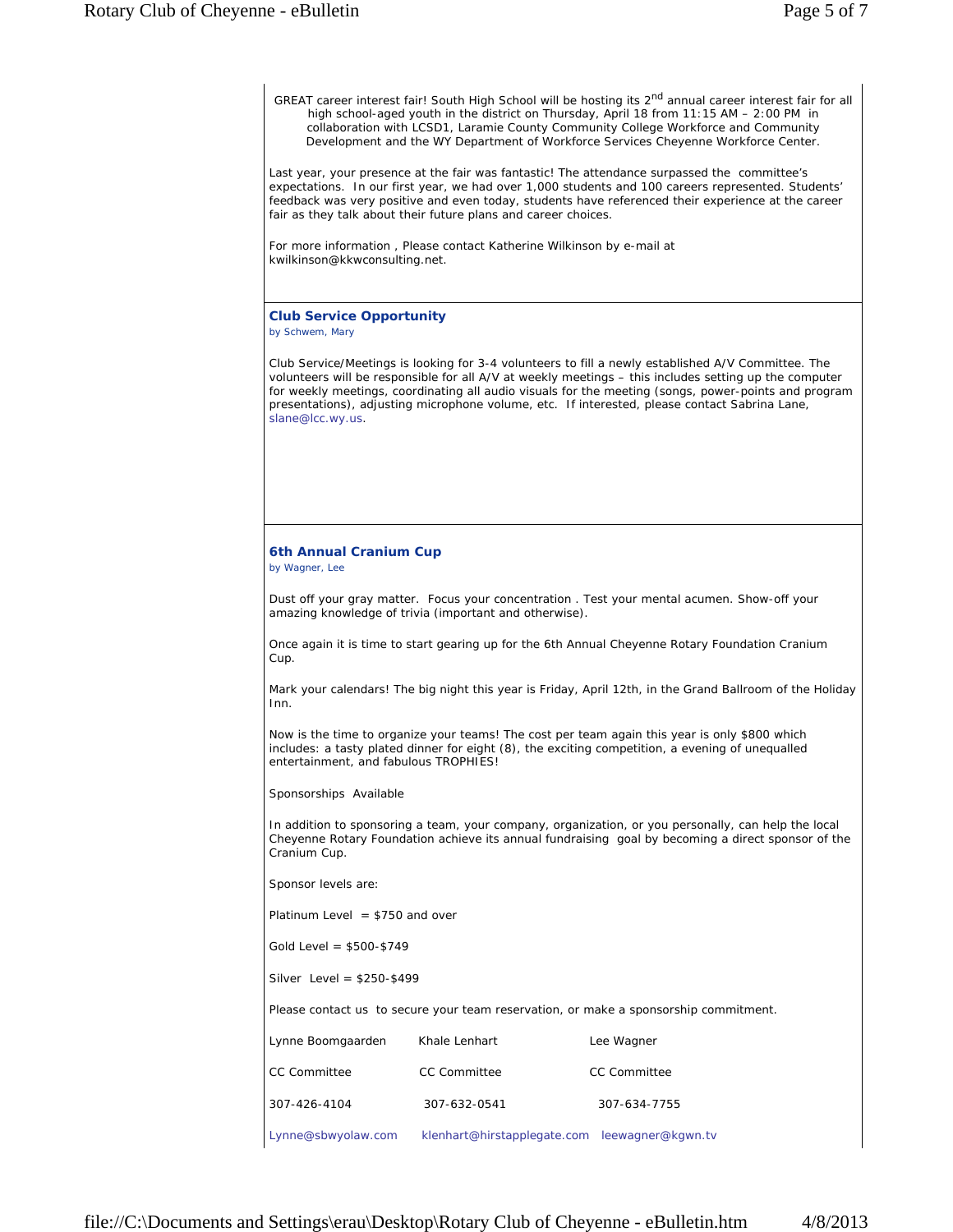GREAT career interest fair! South High School will be hosting its 2nd annual career interest fair for all high school-aged youth in the district on Thursday, April 18 from 11:15 AM – 2:00 PM in collaboration with LCSD1, Laramie County Community College Workforce and Community Development and the WY Department of Workforce Services Cheyenne Workforce Center.

Last year, your presence at the fair was fantastic! The attendance surpassed the committee's expectations. In our first year, we had over 1,000 students and 100 careers represented. Students' feedback was very positive and even today, students have referenced their experience at the career fair as they talk about their future plans and career choices.

For more information , Please contact Katherine Wilkinson by e-mail at kwilkinson@kkwconsulting.net.

### Club Service Opportunity

by Schwem, Mary

Club Service/Meetings is looking for 3-4 volunteers to fill a newly established A/V Committee. The volunteers will be responsible for all A/V at weekly meetings – this includes setting up the computer for weekly meetings, coordinating all audio visuals for the meeting (songs, power-points and program presentations), adjusting microphone volume, etc. If interested, please contact Sabrina Lane, slane@lcc.wy.us.

### 6th Annual Cranium Cup

by Wagner, Lee

Dust off your gray matter. Focus your concentration . Test your mental acumen. Show-off your amazing knowledge of trivia (important and otherwise).

Once again it is time to start gearing up for the 6th Annual Cheyenne Rotary Foundation Cranium Cup.

Mark your calendars! The big night this year is Friday, April 12th, in the Grand Ballroom of the Holiday Inn.

Now is the time to organize your teams! The cost per team again this year is only $800 which includes: a tasty plated dinner for eight (8), the exciting competition, a evening of unequalled entertainment, and fabulous TROPHIES!

Sponsorships Available

In addition to sponsoring a team, your company, organization, or you personally, can help the local Cheyenne Rotary Foundation achieve its annual fundraising goal by becoming a direct sponsor of the Cranium Cup.

Sponsor levels are:

Platinum Level = $750 and over

Gold Level = $500-$749

Silver Level = $250-$499

Please contact us to secure your team reservation, or make a sponsorship commitment.

| Lynne Boomgaarden | Khale Lenhart | Lee Wagner |
|---|---|---|
| CC Committee | CC Committee | CC Committee |
| 307-426-4104 | 307-632-0541 | 307-634-7755 |
| Lynne@sbwyolaw.com | klenhart@hirstapplegate.com | leewagner@kgwn.tv |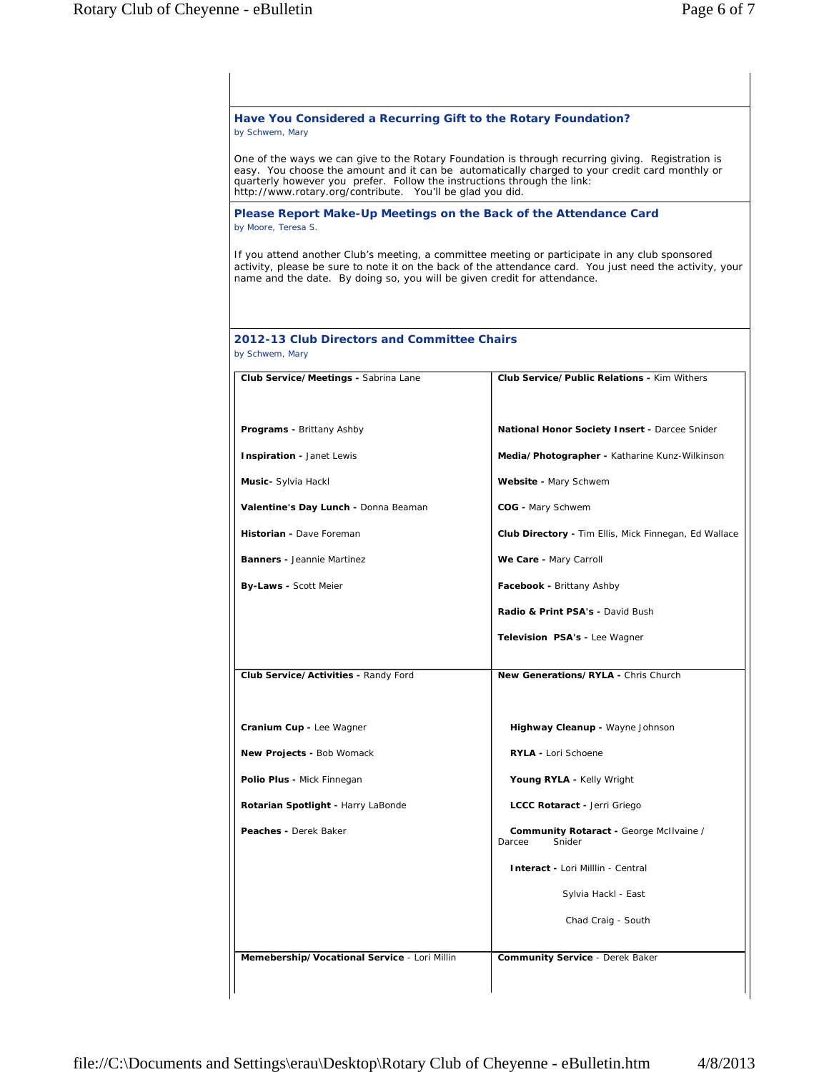### Have You Considered a Recurring Gift to the Rotary Foundation?

by Schwem, Mary

One of the ways we can give to the Rotary Foundation is through recurring giving. Registration is easy. You choose the amount and it can be automatically charged to your credit card monthly or quarterly however you prefer. Follow the instructions through the link: http://www.rotary.org/contribute. You'll be glad you did.

### Please Report Make-Up Meetings on the Back of the Attendance Card

by Moore, Teresa S.

If you attend another Club's meeting, a committee meeting or participate in any club sponsored activity, please be sure to note it on the back of the attendance card. You just need the activity, your name and the date. By doing so, you will be given credit for attendance.

### 2012-13 Club Directors and Committee Chairs

by Schwem, Mary

| | |
|---|---|
| **Club Service/Meetings -** Sabrina Lane | **Club Service/Public Relations -** Kim Withers |
| **Programs -** Brittany Ashby | **National Honor Society Insert -** Darcee Snider |
| **Inspiration -** Janet Lewis | **Media/Photographer -** Katharine Kunz-Wilkinson |
| **Music-** Sylvia Hackl | **Website -** Mary Schwem |
| **Valentine's Day Lunch -** Donna Beaman | **COG -** Mary Schwem |
| **Historian -** Dave Foreman | **Club Directory -** Tim Ellis, Mick Finnegan, Ed Wallace |
| **Banners -** Jeannie Martinez | **We Care -** Mary Carroll |
| **By-Laws -** Scott Meier | **Facebook -** Brittany Ashby |
| | **Radio & Print PSA's -** David Bush |
| | **Television PSA's -** Lee Wagner |
| **Club Service/Activities -** Randy Ford | **New Generations/RYLA -** Chris Church |
| **Cranium Cup -** Lee Wagner | **Highway Cleanup -** Wayne Johnson |
| **New Projects -** Bob Womack | **RYLA -** Lori Schoene |
| **Polio Plus -** Mick Finnegan | **Young RYLA -** Kelly Wright |
| **Rotarian Spotlight -** Harry LaBonde | **LCCC Rotaract -** Jerri Griego |
| **Peaches -** Derek Baker | **Community Rotaract -** George McIlvaine / Darcee Snider |
| | **Interact -** Lori Milllin - Central |
| | Sylvia Hackl - East |
| | Chad Craig - South |
| **Memebership/Vocational Service** - Lori Millin | **Community Service** - Derek Baker |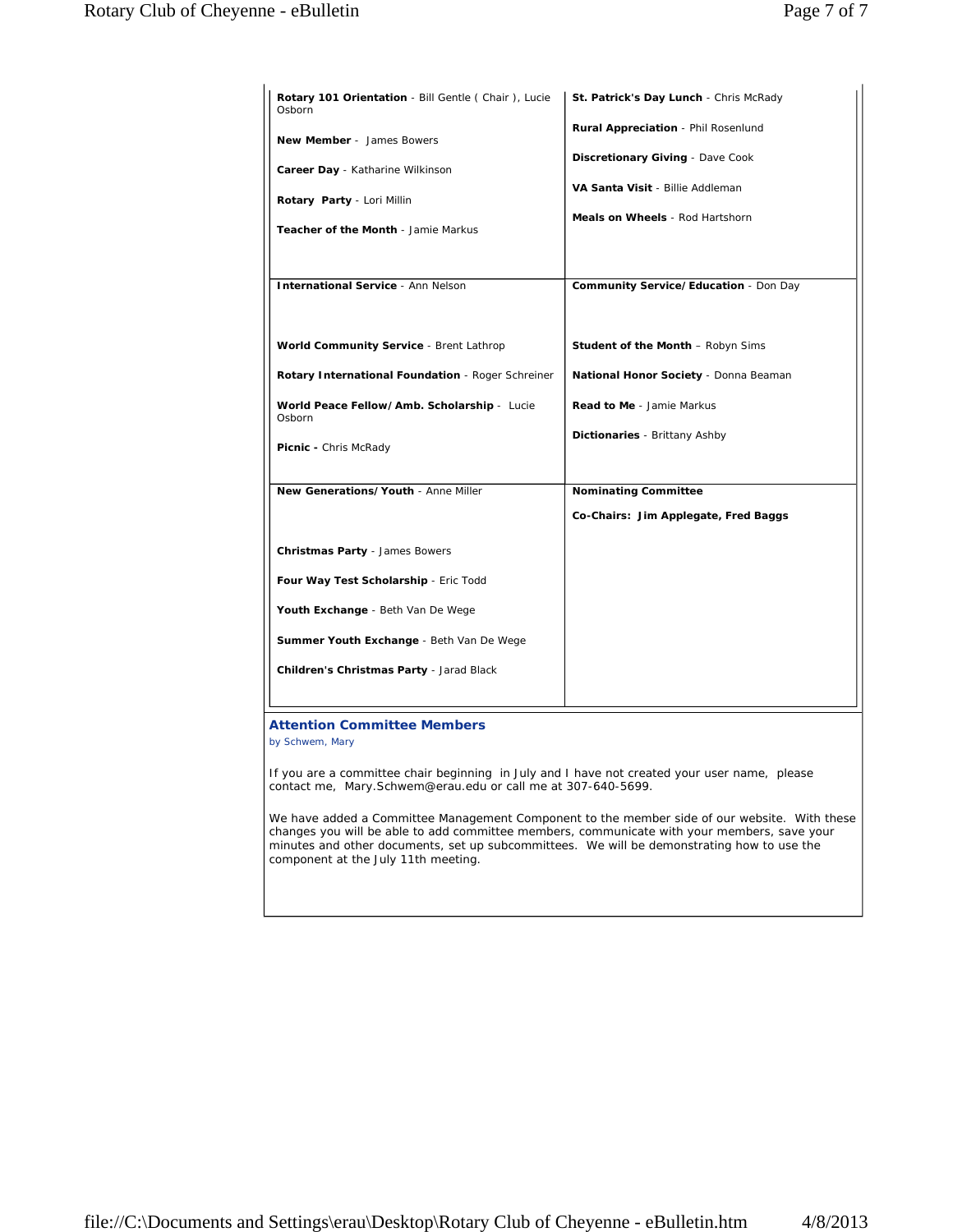| | |
|---|---|
| **Rotary 101 Orientation** - Bill Gentle ( Chair ), Lucie Osborn<br><br>**New Member** - James Bowers<br><br>**Career Day** - Katharine Wilkinson<br><br>**Rotary Party** - Lori Millin<br><br>**Teacher of the Month** - Jamie Markus | **St. Patrick's Day Lunch** - Chris McRady<br><br>**Rural Appreciation** - Phil Rosenlund<br><br>**Discretionary Giving** - Dave Cook<br><br>**VA Santa Visit** - Billie Addleman<br><br>**Meals on Wheels** - Rod Hartshorn |
| **International Service** - Ann Nelson<br><br>**World Community Service** - Brent Lathrop<br><br>**Rotary International Foundation** - Roger Schreiner<br><br>**World Peace Fellow/Amb. Scholarship** - Lucie Osborn<br><br>**Picnic -** Chris McRady | **Community Service/Education** - Don Day<br><br>**Student of the Month** – Robyn Sims<br><br>**National Honor Society** - Donna Beaman<br><br>**Read to Me** - Jamie Markus<br><br>**Dictionaries** - Brittany Ashby |
| **New Generations/Youth** - Anne Miller<br><br>**Christmas Party** - James Bowers<br><br>**Four Way Test Scholarship** - Eric Todd<br><br>**Youth Exchange** - Beth Van De Wege<br><br>**Summer Youth Exchange** - Beth Van De Wege<br><br>**Children's Christmas Party** - Jarad Black | **Nominating Committee**<br><br>**Co-Chairs: Jim Applegate, Fred Baggs** |

## Attention Committee Members

by Schwem, Mary

If you are a committee chair beginning in July and I have not created your user name, please contact me, Mary.Schwem@erau.edu or call me at 307-640-5699.

We have added a Committee Management Component to the member side of our website. With these changes you will be able to add committee members, communicate with your members, save your minutes and other documents, set up subcommittees. We will be demonstrating how to use the component at the July 11th meeting.